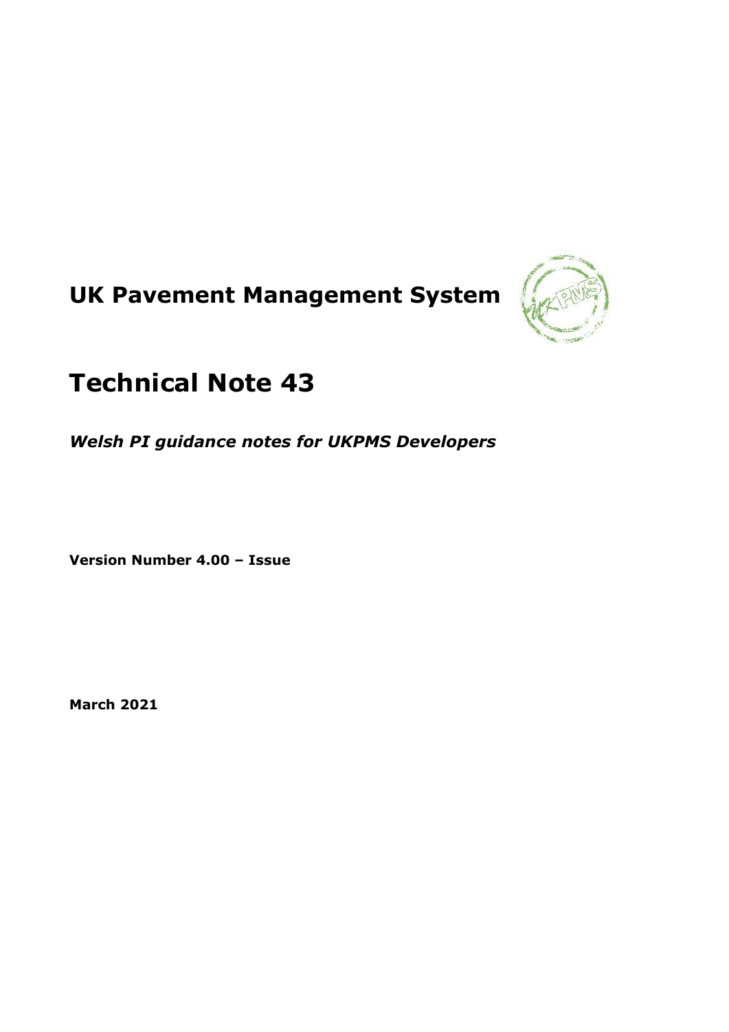# UK Pavement Management System

# Technical Note 43

***Welsh PI guidance notes for UKPMS Developers***

**Version Number 4.00 – Issue**

**March 2021**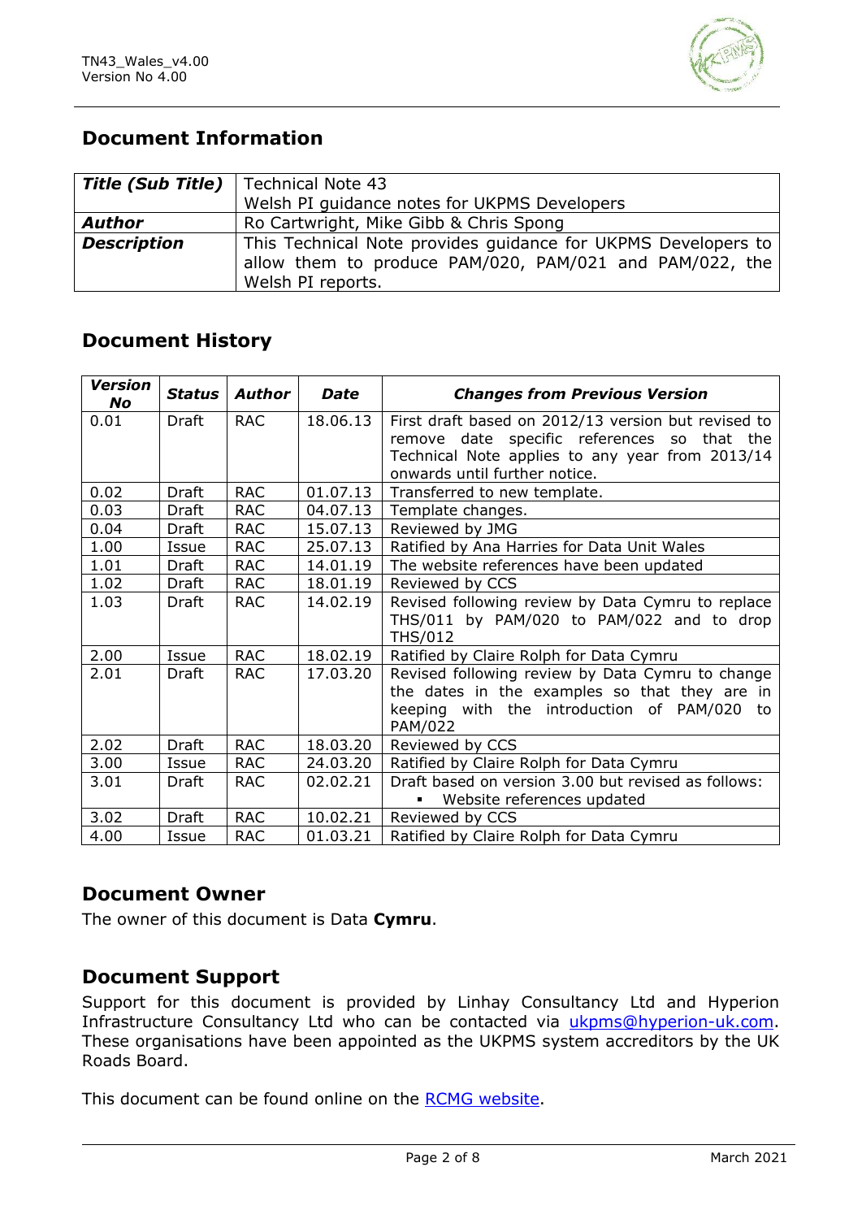## Document Information

| | |
|---|---|
| ***Title (Sub Title)*** | Technical Note 43<br>Welsh PI guidance notes for UKPMS Developers |
| ***Author*** | Ro Cartwright, Mike Gibb & Chris Spong |
| ***Description*** | This Technical Note provides guidance for UKPMS Developers to allow them to produce PAM/020, PAM/021 and PAM/022, the Welsh PI reports. |

## Document History

| *Version No* | *Status* | *Author* | *Date* | *Changes from Previous Version* |
|---|---|---|---|---|
| 0.01 | Draft | RAC | 18.06.13 | First draft based on 2012/13 version but revised to remove date specific references so that the Technical Note applies to any year from 2013/14 onwards until further notice. |
| 0.02 | Draft | RAC | 01.07.13 | Transferred to new template. |
| 0.03 | Draft | RAC | 04.07.13 | Template changes. |
| 0.04 | Draft | RAC | 15.07.13 | Reviewed by JMG |
| 1.00 | Issue | RAC | 25.07.13 | Ratified by Ana Harries for Data Unit Wales |
| 1.01 | Draft | RAC | 14.01.19 | The website references have been updated |
| 1.02 | Draft | RAC | 18.01.19 | Reviewed by CCS |
| 1.03 | Draft | RAC | 14.02.19 | Revised following review by Data Cymru to replace THS/011 by PAM/020 to PAM/022 and to drop THS/012 |
| 2.00 | Issue | RAC | 18.02.19 | Ratified by Claire Rolph for Data Cymru |
| 2.01 | Draft | RAC | 17.03.20 | Revised following review by Data Cymru to change the dates in the examples so that they are in keeping with the introduction of PAM/020 to PAM/022 |
| 2.02 | Draft | RAC | 18.03.20 | Reviewed by CCS |
| 3.00 | Issue | RAC | 24.03.20 | Ratified by Claire Rolph for Data Cymru |
| 3.01 | Draft | RAC | 02.02.21 | Draft based on version 3.00 but revised as follows:<br>▪ Website references updated |
| 3.02 | Draft | RAC | 10.02.21 | Reviewed by CCS |
| 4.00 | Issue | RAC | 01.03.21 | Ratified by Claire Rolph for Data Cymru |

## Document Owner

The owner of this document is Data **Cymru**.

## Document Support

Support for this document is provided by Linhay Consultancy Ltd and Hyperion Infrastructure Consultancy Ltd who can be contacted via ukpms@hyperion-uk.com. These organisations have been appointed as the UKPMS system accreditors by the UK Roads Board.

This document can be found online on the RCMG website.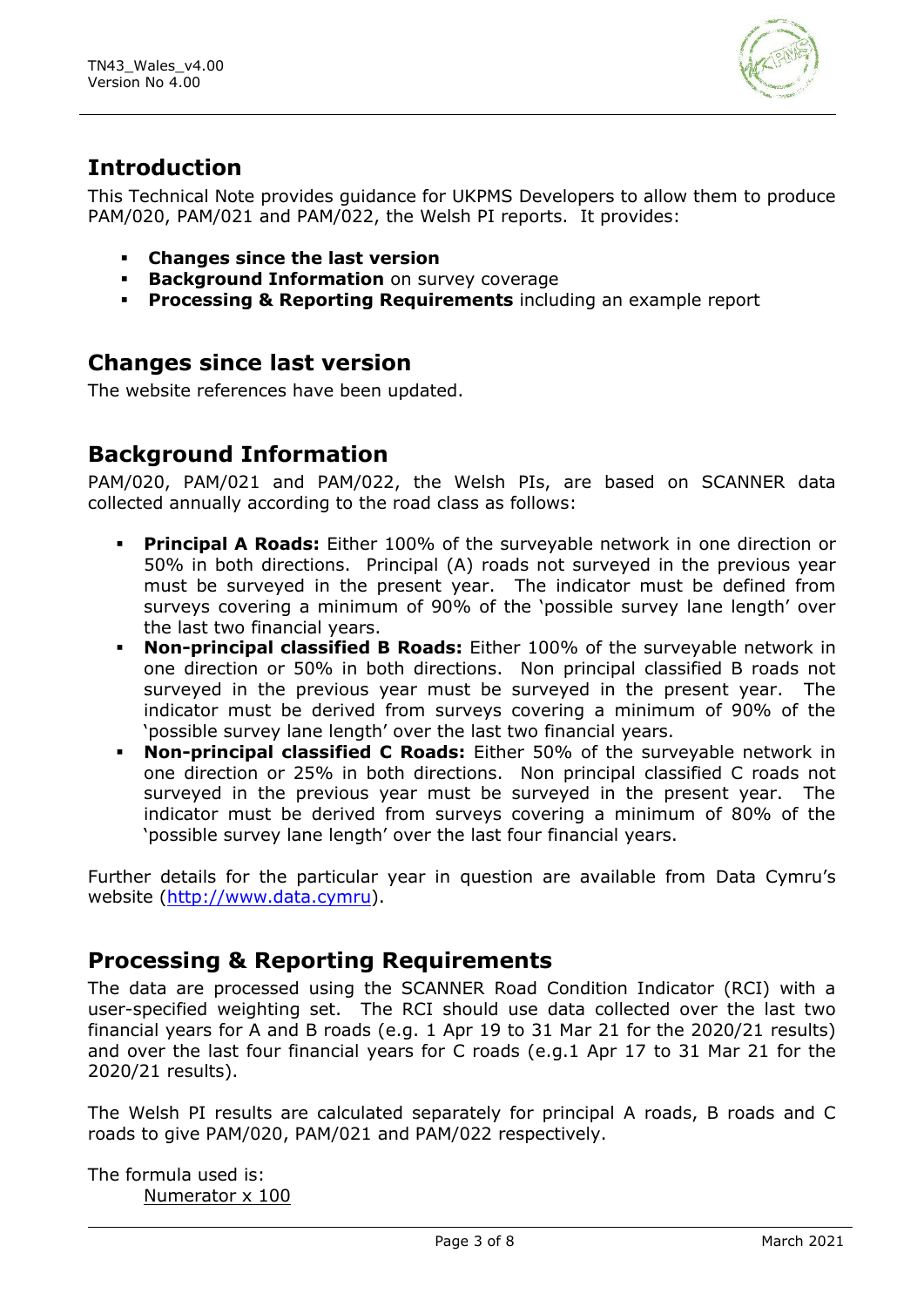## Introduction

This Technical Note provides guidance for UKPMS Developers to allow them to produce PAM/020, PAM/021 and PAM/022, the Welsh PI reports. It provides:

- **Changes since the last version**
- **Background Information** on survey coverage
- **Processing & Reporting Requirements** including an example report

## Changes since last version

The website references have been updated.

## Background Information

PAM/020, PAM/021 and PAM/022, the Welsh PIs, are based on SCANNER data collected annually according to the road class as follows:

- **Principal A Roads:** Either 100% of the surveyable network in one direction or 50% in both directions. Principal (A) roads not surveyed in the previous year must be surveyed in the present year. The indicator must be defined from surveys covering a minimum of 90% of the 'possible survey lane length' over the last two financial years.
- **Non-principal classified B Roads:** Either 100% of the surveyable network in one direction or 50% in both directions. Non principal classified B roads not surveyed in the previous year must be surveyed in the present year. The indicator must be derived from surveys covering a minimum of 90% of the 'possible survey lane length' over the last two financial years.
- **Non-principal classified C Roads:** Either 50% of the surveyable network in one direction or 25% in both directions. Non principal classified C roads not surveyed in the previous year must be surveyed in the present year. The indicator must be derived from surveys covering a minimum of 80% of the 'possible survey lane length' over the last four financial years.

Further details for the particular year in question are available from Data Cymru's website (http://www.data.cymru).

## Processing & Reporting Requirements

The data are processed using the SCANNER Road Condition Indicator (RCI) with a user-specified weighting set. The RCI should use data collected over the last two financial years for A and B roads (e.g. 1 Apr 19 to 31 Mar 21 for the 2020/21 results) and over the last four financial years for C roads (e.g.1 Apr 17 to 31 Mar 21 for the 2020/21 results).

The Welsh PI results are calculated separately for principal A roads, B roads and C roads to give PAM/020, PAM/021 and PAM/022 respectively.

The formula used is:

Numerator x 100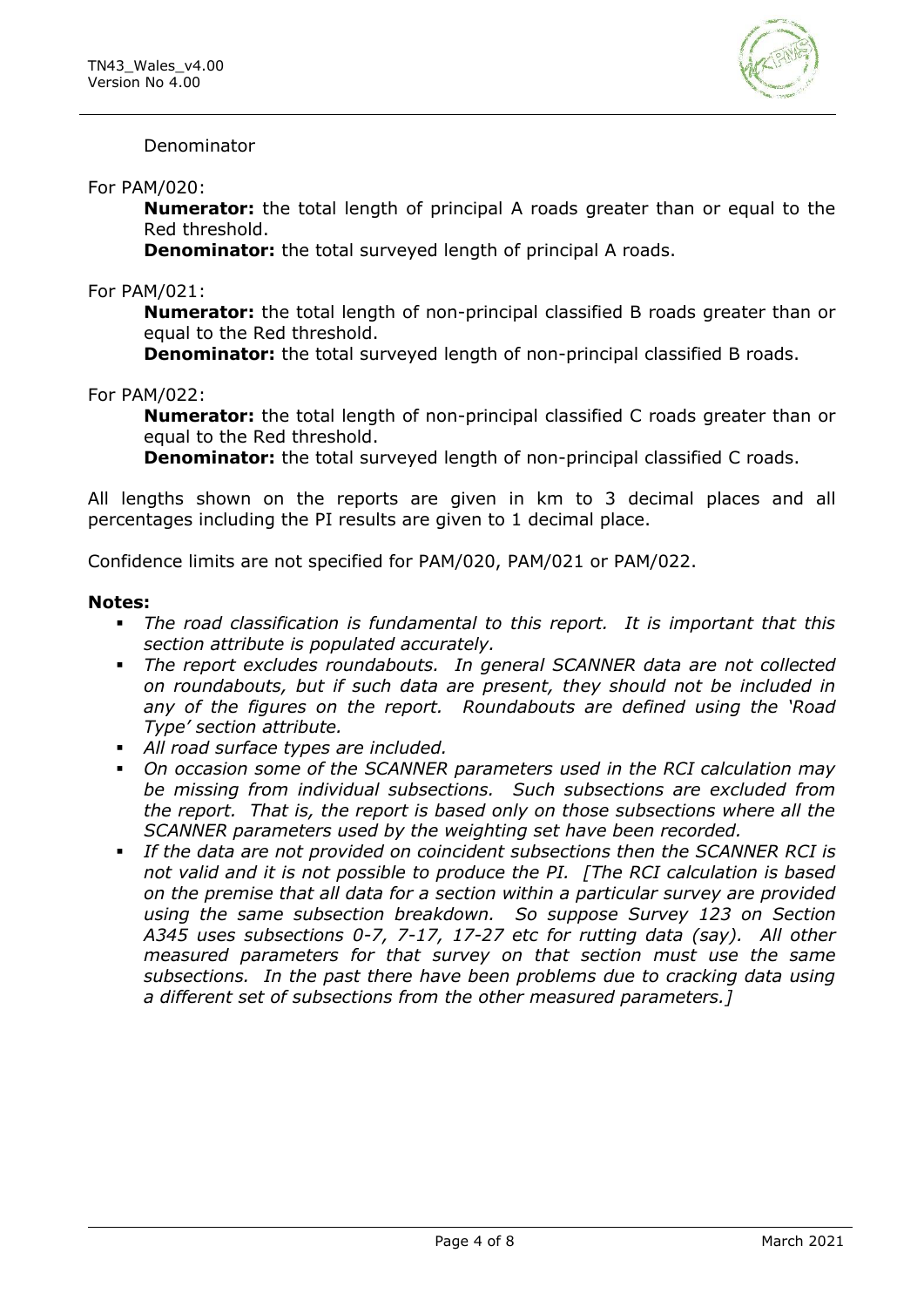Denominator

For PAM/020:

> **Numerator:** the total length of principal A roads greater than or equal to the Red threshold.
>
> **Denominator:** the total surveyed length of principal A roads.

For PAM/021:

> **Numerator:** the total length of non-principal classified B roads greater than or equal to the Red threshold.
>
> **Denominator:** the total surveyed length of non-principal classified B roads.

For PAM/022:

> **Numerator:** the total length of non-principal classified C roads greater than or equal to the Red threshold.
>
> **Denominator:** the total surveyed length of non-principal classified C roads.

All lengths shown on the reports are given in km to 3 decimal places and all percentages including the PI results are given to 1 decimal place.

Confidence limits are not specified for PAM/020, PAM/021 or PAM/022.

**Notes:**

- *The road classification is fundamental to this report. It is important that this section attribute is populated accurately.*
- *The report excludes roundabouts. In general SCANNER data are not collected on roundabouts, but if such data are present, they should not be included in any of the figures on the report. Roundabouts are defined using the 'Road Type' section attribute.*
- *All road surface types are included.*
- *On occasion some of the SCANNER parameters used in the RCI calculation may be missing from individual subsections. Such subsections are excluded from the report. That is, the report is based only on those subsections where all the SCANNER parameters used by the weighting set have been recorded.*
- *If the data are not provided on coincident subsections then the SCANNER RCI is not valid and it is not possible to produce the PI. [The RCI calculation is based on the premise that all data for a section within a particular survey are provided using the same subsection breakdown. So suppose Survey 123 on Section A345 uses subsections 0-7, 7-17, 17-27 etc for rutting data (say). All other measured parameters for that survey on that section must use the same subsections. In the past there have been problems due to cracking data using a different set of subsections from the other measured parameters.]*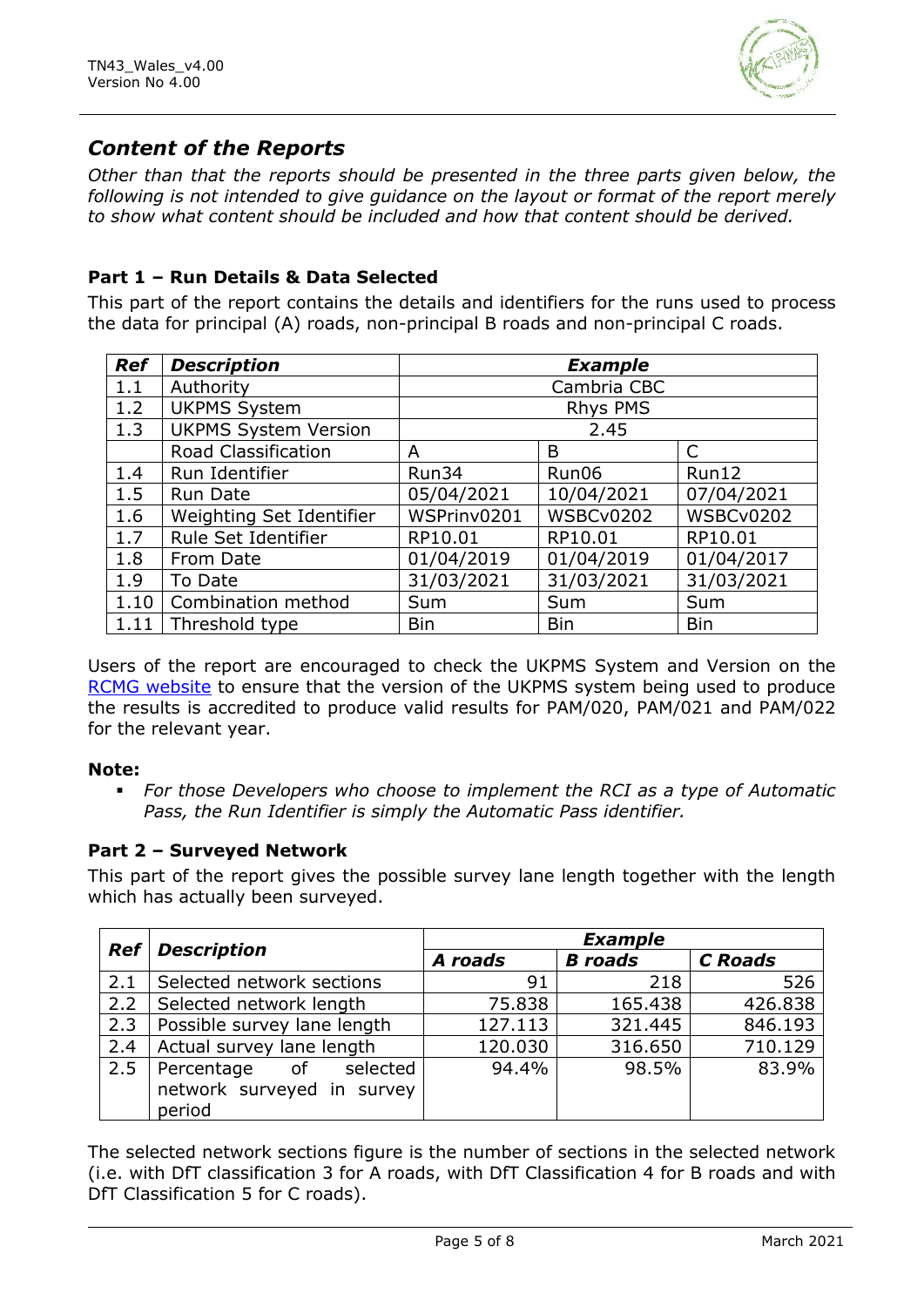## *Content of the Reports*

*Other than that the reports should be presented in the three parts given below, the following is not intended to give guidance on the layout or format of the report merely to show what content should be included and how that content should be derived.*

### Part 1 – Run Details & Data Selected

This part of the report contains the details and identifiers for the runs used to process the data for principal (A) roads, non-principal B roads and non-principal C roads.

| *Ref* | *Description* | *Example* | | |
|---|---|---|---|---|
| 1.1 | Authority | Cambria CBC | | |
| 1.2 | UKPMS System | Rhys PMS | | |
| 1.3 | UKPMS System Version | 2.45 | | |
| | Road Classification | A | B | C |
| 1.4 | Run Identifier | Run34 | Run06 | Run12 |
| 1.5 | Run Date | 05/04/2021 | 10/04/2021 | 07/04/2021 |
| 1.6 | Weighting Set Identifier | WSPrinv0201 | WSBCv0202 | WSBCv0202 |
| 1.7 | Rule Set Identifier | RP10.01 | RP10.01 | RP10.01 |
| 1.8 | From Date | 01/04/2019 | 01/04/2019 | 01/04/2017 |
| 1.9 | To Date | 31/03/2021 | 31/03/2021 | 31/03/2021 |
| 1.10 | Combination method | Sum | Sum | Sum |
| 1.11 | Threshold type | Bin | Bin | Bin |

Users of the report are encouraged to check the UKPMS System and Version on the [RCMG website](RCMG website) to ensure that the version of the UKPMS system being used to produce the results is accredited to produce valid results for PAM/020, PAM/021 and PAM/022 for the relevant year.

**Note:**

- *For those Developers who choose to implement the RCI as a type of Automatic Pass, the Run Identifier is simply the Automatic Pass identifier.*

### Part 2 – Surveyed Network

This part of the report gives the possible survey lane length together with the length which has actually been surveyed.

| *Ref* | *Description* | *Example* | | |
|---|---|---|---|---|
| | | *A roads* | *B roads* | *C Roads* |
| 2.1 | Selected network sections | 91 | 218 | 526 |
| 2.2 | Selected network length | 75.838 | 165.438 | 426.838 |
| 2.3 | Possible survey lane length | 127.113 | 321.445 | 846.193 |
| 2.4 | Actual survey lane length | 120.030 | 316.650 | 710.129 |
| 2.5 | Percentage of selected network surveyed in survey period | 94.4% | 98.5% | 83.9% |

The selected network sections figure is the number of sections in the selected network (i.e. with DfT classification 3 for A roads, with DfT Classification 4 for B roads and with DfT Classification 5 for C roads).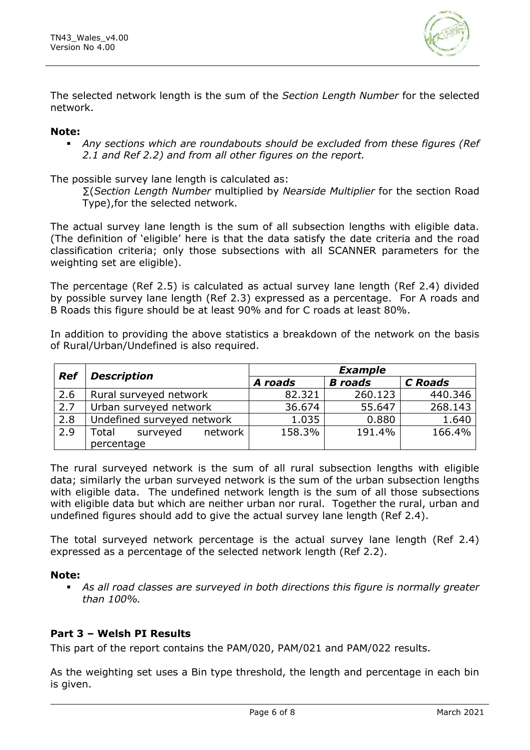The selected network length is the sum of the *Section Length Number* for the selected network.

**Note:**

- *Any sections which are roundabouts should be excluded from these figures (Ref 2.1 and Ref 2.2) and from all other figures on the report.*

The possible survey lane length is calculated as:

∑(*Section Length Number* multiplied by *Nearside Multiplier* for the section Road Type),for the selected network.

The actual survey lane length is the sum of all subsection lengths with eligible data. (The definition of 'eligible' here is that the data satisfy the date criteria and the road classification criteria; only those subsections with all SCANNER parameters for the weighting set are eligible).

The percentage (Ref 2.5) is calculated as actual survey lane length (Ref 2.4) divided by possible survey lane length (Ref 2.3) expressed as a percentage. For A roads and B Roads this figure should be at least 90% and for C roads at least 80%.

In addition to providing the above statistics a breakdown of the network on the basis of Rural/Urban/Undefined is also required.

| ***Ref*** | ***Description*** | ***Example*** | | |
|---|---|---|---|---|
| | | ***A roads*** | ***B roads*** | ***C Roads*** |
| 2.6 | Rural surveyed network | 82.321 | 260.123 | 440.346 |
| 2.7 | Urban surveyed network | 36.674 | 55.647 | 268.143 |
| 2.8 | Undefined surveyed network | 1.035 | 0.880 | 1.640 |
| 2.9 | Total surveyed network percentage | 158.3% | 191.4% | 166.4% |

The rural surveyed network is the sum of all rural subsection lengths with eligible data; similarly the urban surveyed network is the sum of the urban subsection lengths with eligible data. The undefined network length is the sum of all those subsections with eligible data but which are neither urban nor rural. Together the rural, urban and undefined figures should add to give the actual survey lane length (Ref 2.4).

The total surveyed network percentage is the actual survey lane length (Ref 2.4) expressed as a percentage of the selected network length (Ref 2.2).

**Note:**

- *As all road classes are surveyed in both directions this figure is normally greater than 100%.*

### Part 3 – Welsh PI Results

This part of the report contains the PAM/020, PAM/021 and PAM/022 results.

As the weighting set uses a Bin type threshold, the length and percentage in each bin is given.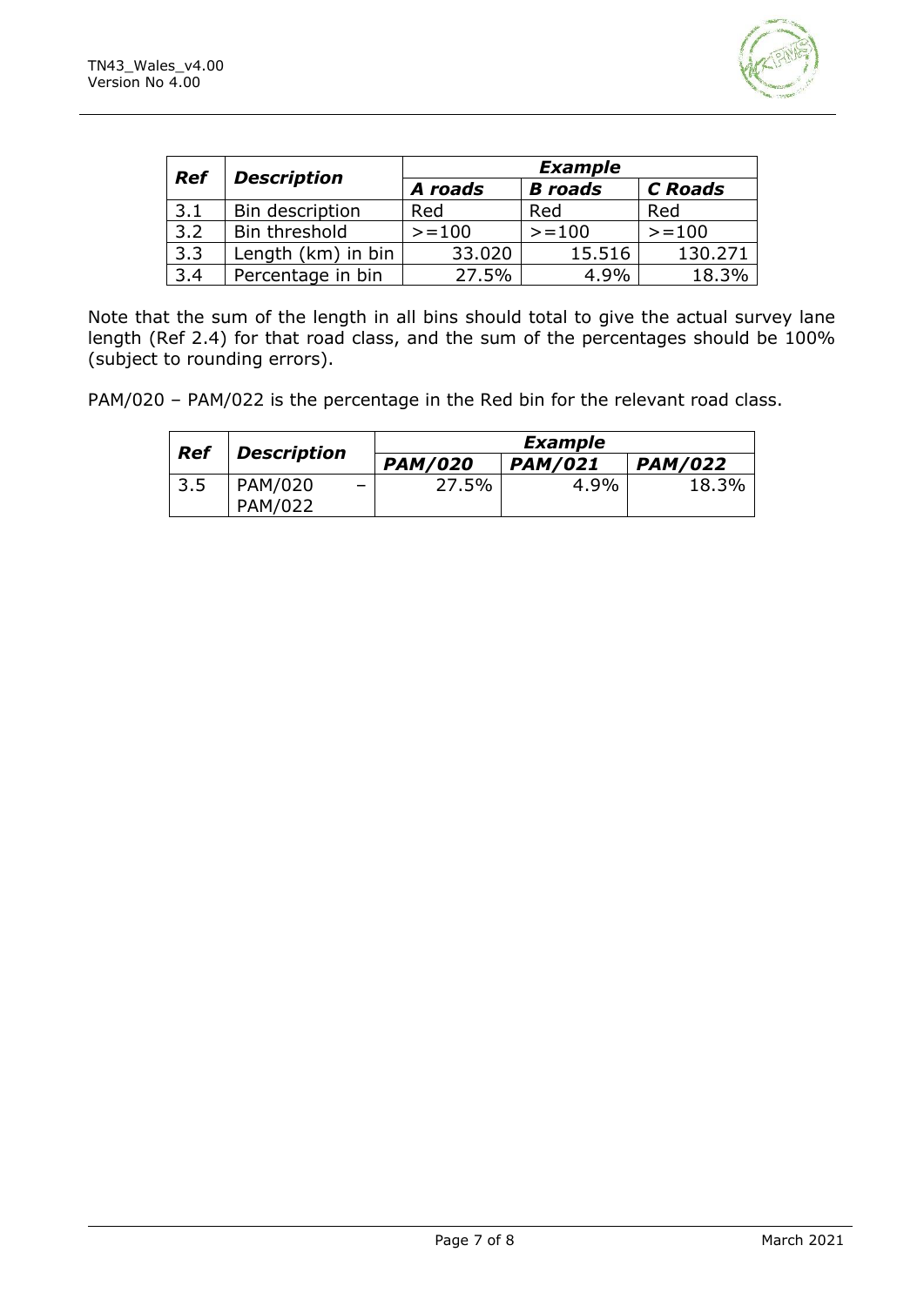| Ref | Description | Example | | |
|---|---|---|---|---|
| | | **A roads** | **B roads** | **C Roads** |
| 3.1 | Bin description | Red | Red | Red |
| 3.2 | Bin threshold | >=100 | >=100 | >=100 |
| 3.3 | Length (km) in bin | 33.020 | 15.516 | 130.271 |
| 3.4 | Percentage in bin | 27.5% | 4.9% | 18.3% |

Note that the sum of the length in all bins should total to give the actual survey lane length (Ref 2.4) for that road class, and the sum of the percentages should be 100% (subject to rounding errors).

PAM/020 – PAM/022 is the percentage in the Red bin for the relevant road class.

| Ref | Description | Example | | |
|---|---|---|---|---|
| | | **PAM/020** | **PAM/021** | **PAM/022** |
| 3.5 | PAM/020 – PAM/022 | 27.5% | 4.9% | 18.3% |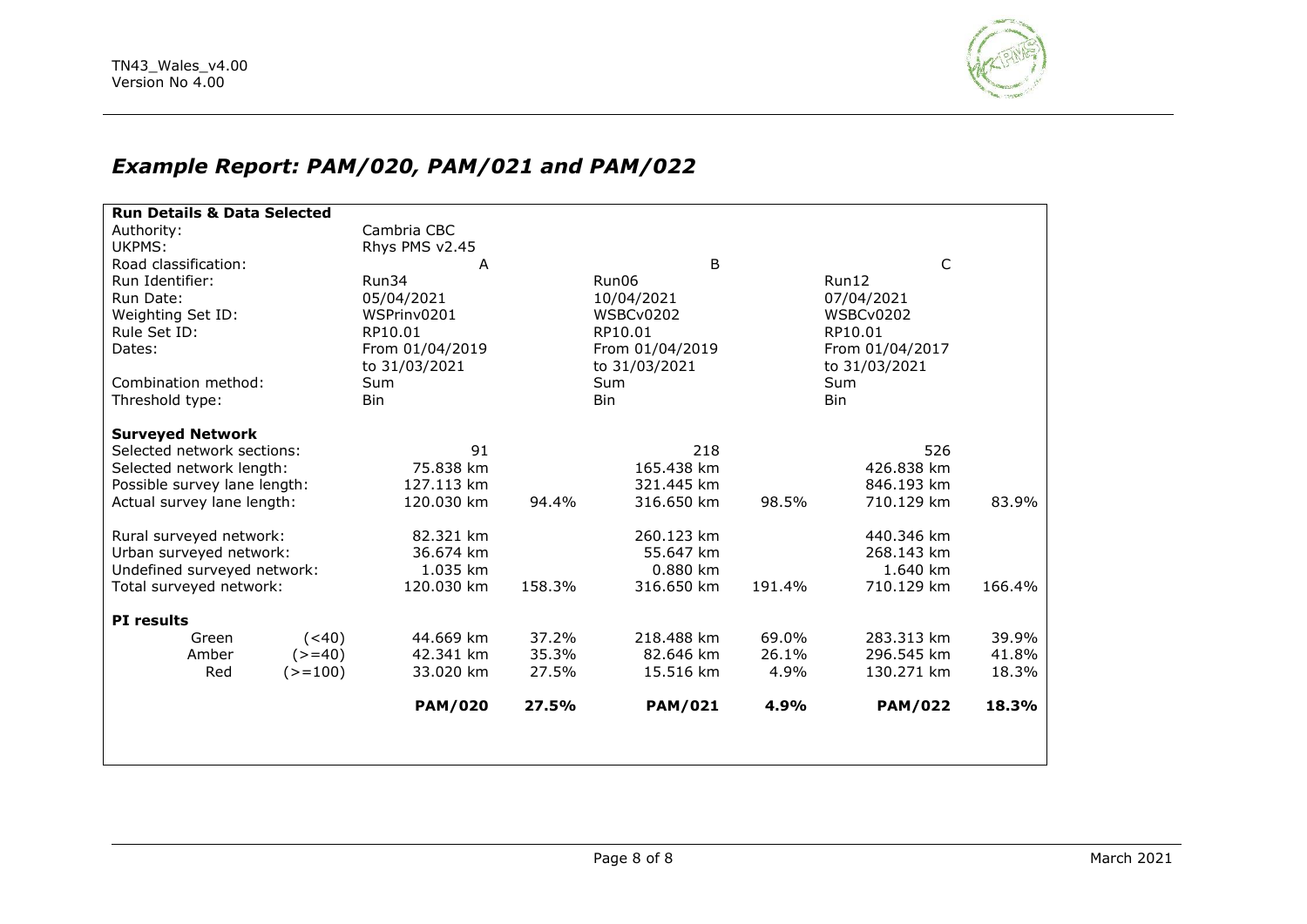## *Example Report: PAM/020, PAM/021 and PAM/022*

| | | | | | | | |
|---|---|---|---|---|---|---|---|
| **Run Details & Data Selected** | | | | | | | |
| Authority: | | Cambria CBC | | | | | |
| UKPMS: | | Rhys PMS v2.45 | | | | | |
| Road classification: | | A | | B | | C | |
| Run Identifier: | | Run34 | | Run06 | | Run12 | |
| Run Date: | | 05/04/2021 | | 10/04/2021 | | 07/04/2021 | |
| Weighting Set ID: | | WSPrinv0201 | | WSBCv0202 | | WSBCv0202 | |
| Rule Set ID: | | RP10.01 | | RP10.01 | | RP10.01 | |
| Dates: | | From 01/04/2019 to 31/03/2021 | | From 01/04/2019 to 31/03/2021 | | From 01/04/2017 to 31/03/2021 | |
| Combination method: | | Sum | | Sum | | Sum | |
| Threshold type: | | Bin | | Bin | | Bin | |
| **Surveyed Network** | | | | | | | |
| Selected network sections: | | 91 | | 218 | | 526 | |
| Selected network length: | | 75.838 km | | 165.438 km | | 426.838 km | |
| Possible survey lane length: | | 127.113 km | | 321.445 km | | 846.193 km | |
| Actual survey lane length: | | 120.030 km | 94.4% | 316.650 km | 98.5% | 710.129 km | 83.9% |
| Rural surveyed network: | | 82.321 km | | 260.123 km | | 440.346 km | |
| Urban surveyed network: | | 36.674 km | | 55.647 km | | 268.143 km | |
| Undefined surveyed network: | | 1.035 km | | 0.880 km | | 1.640 km | |
| Total surveyed network: | | 120.030 km | 158.3% | 316.650 km | 191.4% | 710.129 km | 166.4% |
| **PI results** | | | | | | | |
| Green | (<40) | 44.669 km | 37.2% | 218.488 km | 69.0% | 283.313 km | 39.9% |
| Amber | (>=40) | 42.341 km | 35.3% | 82.646 km | 26.1% | 296.545 km | 41.8% |
| Red | (>=100) | 33.020 km | 27.5% | 15.516 km | 4.9% | 130.271 km | 18.3% |
| | | **PAM/020** | **27.5%** | **PAM/021** | **4.9%** | **PAM/022** | **18.3%** |